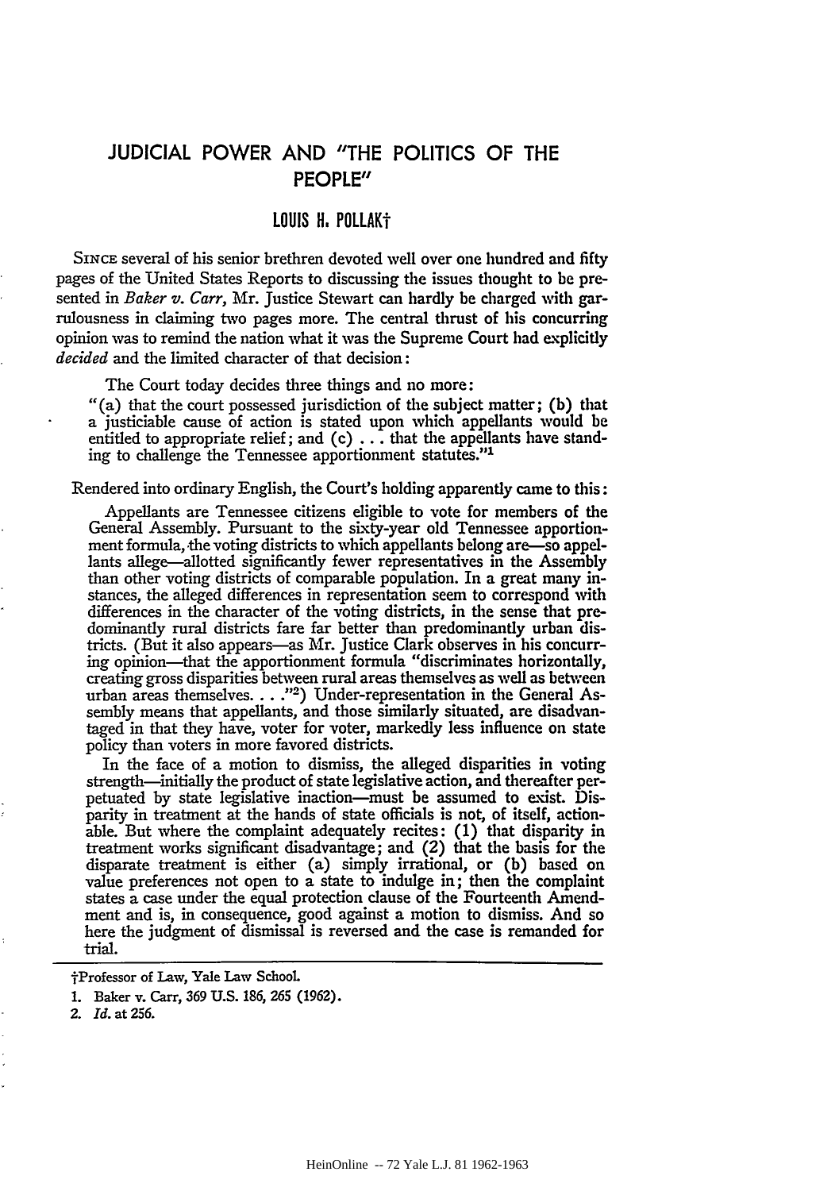# JUDICIAL POWER AND "THE POLITICS OF THE PEOPLE"

## LOUIS H. POLLAK†

SINCE several of his senior brethren devoted well over one hundred and fifty pages of the United States Reports to discussing the issues thought to be presented in *Baker v. Carr*, Mr. Justice Stewart can hardly be charged with garrulousness in claiming two pages more. The central thrust of his concurring opinion was to remind the nation what it was the Supreme Court had explicitly *decided* and the limited character of that decision:

> The Court today decides three things and no more:
> "(a) that the court possessed jurisdiction of the subject matter; (b) that a justiciable cause of action is stated upon which appellants would be entitled to appropriate relief; and (c) . . . that the appellants have standing to challenge the Tennessee apportionment statutes."[1]

Rendered into ordinary English, the Court's holding apparently came to this:

> Appellants are Tennessee citizens eligible to vote for members of the General Assembly. Pursuant to the sixty-year old Tennessee apportionment formula, the voting districts to which appellants belong are—so appellants allege—allotted significantly fewer representatives in the Assembly than other voting districts of comparable population. In a great many instances, the alleged differences in representation seem to correspond with differences in the character of the voting districts, in the sense that predominantly rural districts fare far better than predominantly urban districts. (But it also appears—as Mr. Justice Clark observes in his concurring opinion—that the apportionment formula "discriminates horizontally, creating gross disparities between rural areas themselves as well as between urban areas themselves. . . ."[2]) Under-representation in the General Assembly means that appellants, and those similarly situated, are disadvantaged in that they have, voter for voter, markedly less influence on state policy than voters in more favored districts.
>
> In the face of a motion to dismiss, the alleged disparities in voting strength—initially the product of state legislative action, and thereafter perpetuated by state legislative inaction—must be assumed to exist. Disparity in treatment at the hands of state officials is not, of itself, actionable. But where the complaint adequately recites: (1) that disparity in treatment works significant disadvantage; and (2) that the basis for the disparate treatment is either (a) simply irrational, or (b) based on value preferences not open to a state to indulge in; then the complaint states a case under the equal protection clause of the Fourteenth Amendment and is, in consequence, good against a motion to dismiss. And so here the judgment of dismissal is reversed and the case is remanded for trial.

---

†Professor of Law, Yale Law School.

1. Baker v. Carr, 369 U.S. 186, 265 (1962).
2. *Id.* at 256.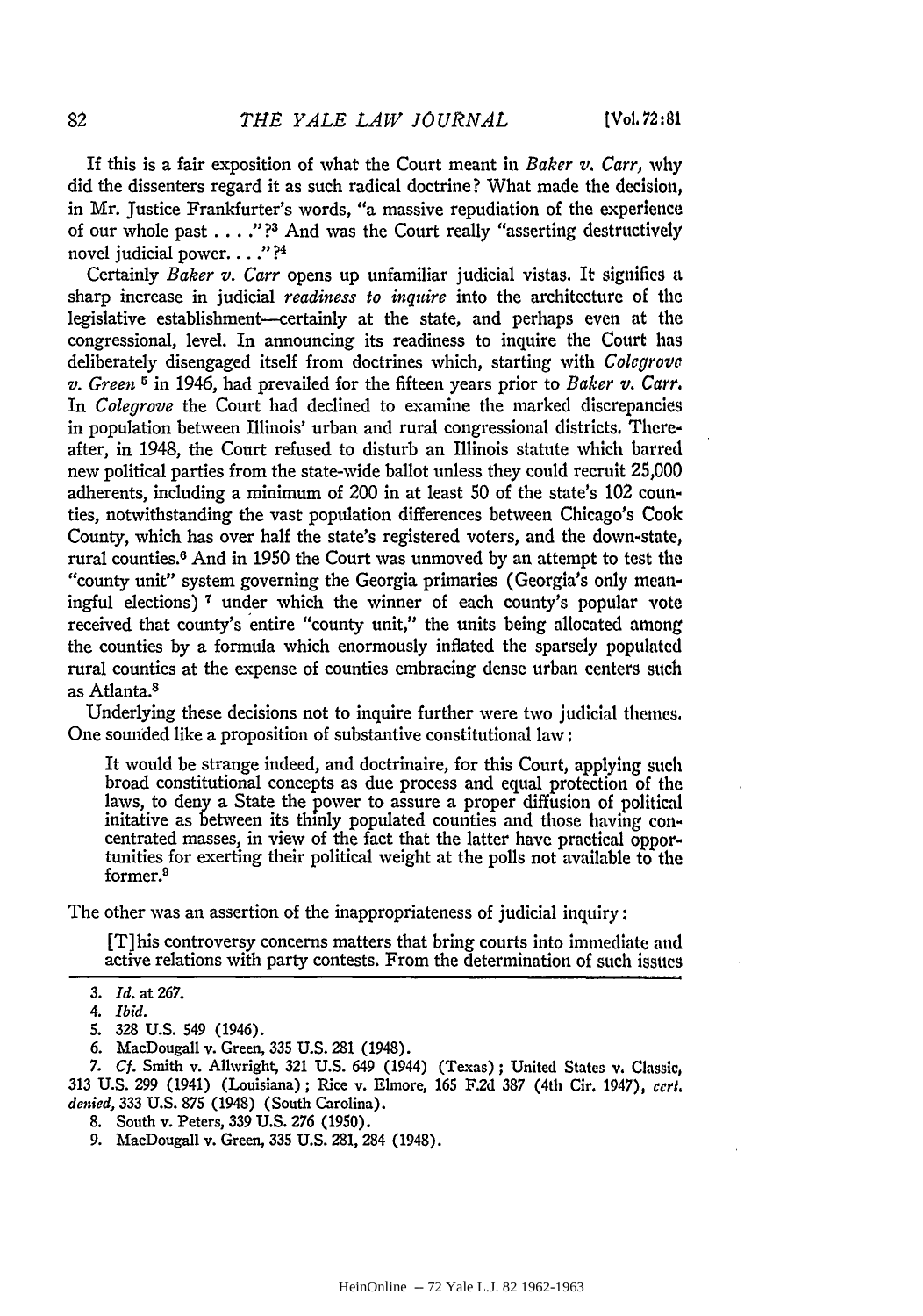If this is a fair exposition of what the Court meant in *Baker v. Carr,* why did the dissenters regard it as such radical doctrine? What made the decision, in Mr. Justice Frankfurter's words, "a massive repudiation of the experience of our whole past . . . ."?[3] And was the Court really "asserting destructively novel judicial power. . . ."?[4]

Certainly *Baker v. Carr* opens up unfamiliar judicial vistas. It signifies a sharp increase in judicial *readiness to inquire* into the architecture of the legislative establishment—certainly at the state, and perhaps even at the congressional, level. In announcing its readiness to inquire the Court has deliberately disengaged itself from doctrines which, starting with *Colegrove v. Green* [5] in 1946, had prevailed for the fifteen years prior to *Baker v. Carr.* In *Colegrove* the Court had declined to examine the marked discrepancies in population between Illinois' urban and rural congressional districts. Thereafter, in 1948, the Court refused to disturb an Illinois statute which barred new political parties from the state-wide ballot unless they could recruit 25,000 adherents, including a minimum of 200 in at least 50 of the state's 102 counties, notwithstanding the vast population differences between Chicago's Cook County, which has over half the state's registered voters, and the down-state, rural counties.[6] And in 1950 the Court was unmoved by an attempt to test the "county unit" system governing the Georgia primaries (Georgia's only meaningful elections) [7] under which the winner of each county's popular vote received that county's entire "county unit," the units being allocated among the counties by a formula which enormously inflated the sparsely populated rural counties at the expense of counties embracing dense urban centers such as Atlanta.[8]

Underlying these decisions not to inquire further were two judicial themes. One sounded like a proposition of substantive constitutional law:

> It would be strange indeed, and doctrinaire, for this Court, applying such broad constitutional concepts as due process and equal protection of the laws, to deny a State the power to assure a proper diffusion of political initative as between its thinly populated counties and those having concentrated masses, in view of the fact that the latter have practical opportunities for exerting their political weight at the polls not available to the former.[9]

The other was an assertion of the inappropriateness of judicial inquiry:

> [T]his controversy concerns matters that bring courts into immediate and active relations with party contests. From the determination of such issues

---

3. *Id.* at 267.
4. *Ibid.*
5. 328 U.S. 549 (1946).
6. MacDougall v. Green, 335 U.S. 281 (1948).
7. *Cf.* Smith v. Allwright, 321 U.S. 649 (1944) (Texas); United States v. Classic, 313 U.S. 299 (1941) (Louisiana); Rice v. Elmore, 165 F.2d 387 (4th Cir. 1947), *cert. denied,* 333 U.S. 875 (1948) (South Carolina).
8. South v. Peters, 339 U.S. 276 (1950).
9. MacDougall v. Green, 335 U.S. 281, 284 (1948).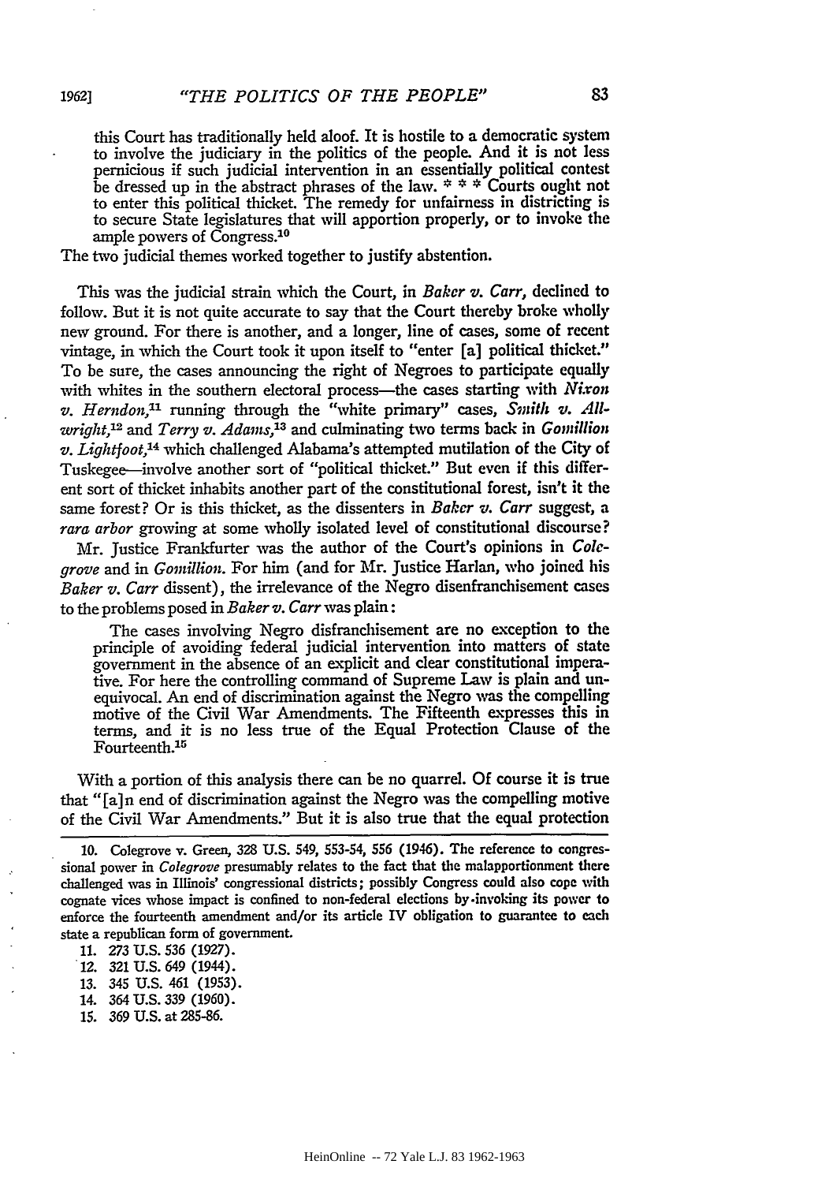> this Court has traditionally held aloof. It is hostile to a democratic system to involve the judiciary in the politics of the people. And it is not less pernicious if such judicial intervention in an essentially political contest be dressed up in the abstract phrases of the law. * * * Courts ought not to enter this political thicket. The remedy for unfairness in districting is to secure State legislatures that will apportion properly, or to invoke the ample powers of Congress.[10]

The two judicial themes worked together to justify abstention.

This was the judicial strain which the Court, in *Baker v. Carr*, declined to follow. But it is not quite accurate to say that the Court thereby broke wholly new ground. For there is another, and a longer, line of cases, some of recent vintage, in which the Court took it upon itself to "enter [a] political thicket." To be sure, the cases announcing the right of Negroes to participate equally with whites in the southern electoral process—the cases starting with *Nixon v. Herndon*,[11] running through the "white primary" cases, *Smith v. Allwright*,[12] and *Terry v. Adams*,[13] and culminating two terms back in *Gomillion v. Lightfoot*,[14] which challenged Alabama's attempted mutilation of the City of Tuskegee—involve another sort of "political thicket." But even if this different sort of thicket inhabits another part of the constitutional forest, isn't it the same forest? Or is this thicket, as the dissenters in *Baker v. Carr* suggest, a *rara arbor* growing at some wholly isolated level of constitutional discourse?

Mr. Justice Frankfurter was the author of the Court's opinions in *Colegrove* and in *Gomillion*. For him (and for Mr. Justice Harlan, who joined his *Baker v. Carr* dissent), the irrelevance of the Negro disenfranchisement cases to the problems posed in *Baker v. Carr* was plain:

> The cases involving Negro disfranchisement are no exception to the principle of avoiding federal judicial intervention into matters of state government in the absence of an explicit and clear constitutional imperative. For here the controlling command of Supreme Law is plain and unequivocal. An end of discrimination against the Negro was the compelling motive of the Civil War Amendments. The Fifteenth expresses this in terms, and it is no less true of the Equal Protection Clause of the Fourteenth.[15]

With a portion of this analysis there can be no quarrel. Of course it is true that "[a]n end of discrimination against the Negro was the compelling motive of the Civil War Amendments." But it is also true that the equal protection

---

10. Colegrove v. Green, 328 U.S. 549, 553-54, 556 (1946). The reference to congressional power in *Colegrove* presumably relates to the fact that the malapportionment there challenged was in Illinois' congressional districts; possibly Congress could also cope with cognate vices whose impact is confined to non-federal elections by invoking its power to enforce the fourteenth amendment and/or its article IV obligation to guarantee to each state a republican form of government.

11. 273 U.S. 536 (1927).

12. 321 U.S. 649 (1944).

13. 345 U.S. 461 (1953).

14. 364 U.S. 339 (1960).

15. 369 U.S. at 285-86.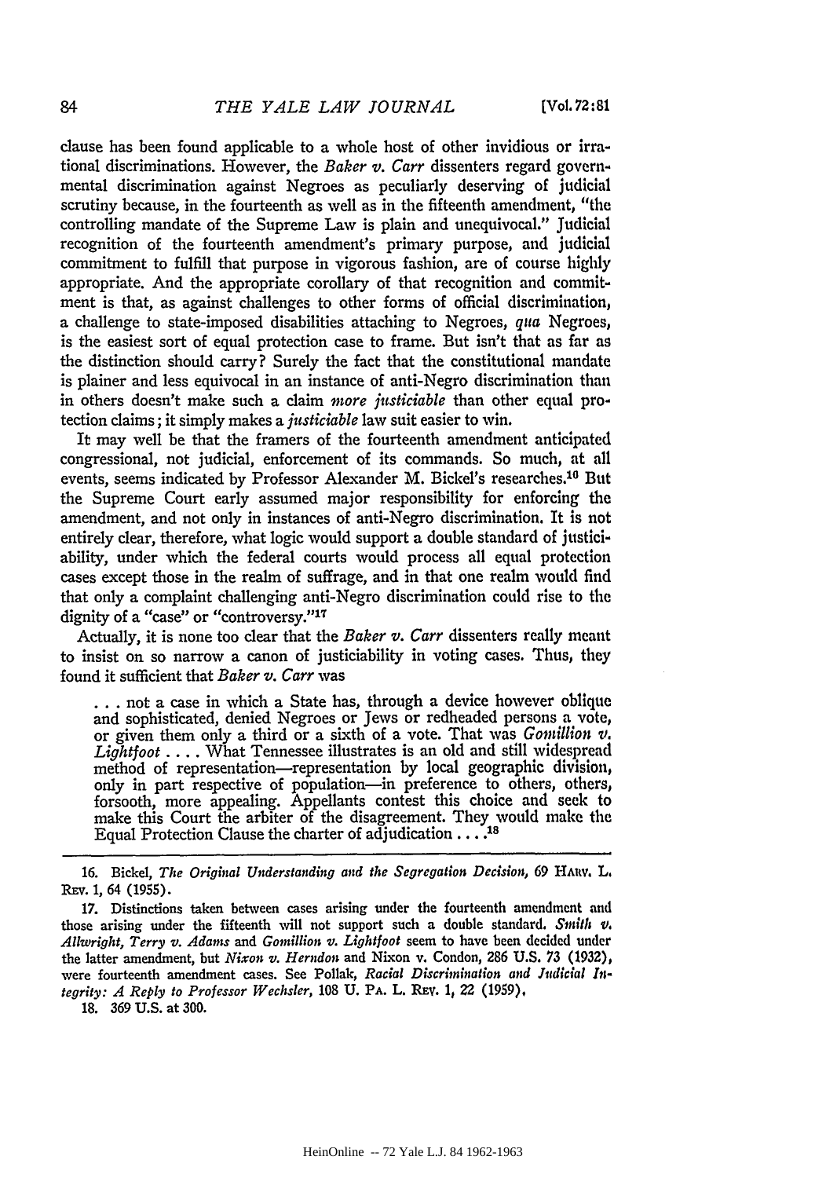clause has been found applicable to a whole host of other invidious or irrational discriminations. However, the *Baker v. Carr* dissenters regard governmental discrimination against Negroes as peculiarly deserving of judicial scrutiny because, in the fourteenth as well as in the fifteenth amendment, "the controlling mandate of the Supreme Law is plain and unequivocal." Judicial recognition of the fourteenth amendment's primary purpose, and judicial commitment to fulfill that purpose in vigorous fashion, are of course highly appropriate. And the appropriate corollary of that recognition and commitment is that, as against challenges to other forms of official discrimination, a challenge to state-imposed disabilities attaching to Negroes, *qua* Negroes, is the easiest sort of equal protection case to frame. But isn't that as far as the distinction should carry? Surely the fact that the constitutional mandate is plainer and less equivocal in an instance of anti-Negro discrimination than in others doesn't make such a claim *more justiciable* than other equal protection claims; it simply makes a *justiciable* law suit easier to win.

It may well be that the framers of the fourteenth amendment anticipated congressional, not judicial, enforcement of its commands. So much, at all events, seems indicated by Professor Alexander M. Bickel's researches.[16] But the Supreme Court early assumed major responsibility for enforcing the amendment, and not only in instances of anti-Negro discrimination. It is not entirely clear, therefore, what logic would support a double standard of justiciability, under which the federal courts would process all equal protection cases except those in the realm of suffrage, and in that one realm would find that only a complaint challenging anti-Negro discrimination could rise to the dignity of a "case" or "controversy."[17]

Actually, it is none too clear that the *Baker v. Carr* dissenters really meant to insist on so narrow a canon of justiciability in voting cases. Thus, they found it sufficient that *Baker v. Carr* was

> . . . not a case in which a State has, through a device however oblique and sophisticated, denied Negroes or Jews or redheaded persons a vote, or given them only a third or a sixth of a vote. That was *Gomillion v. Lightfoot* . . . . What Tennessee illustrates is an old and still widespread method of representation—representation by local geographic division, only in part respective of population—in preference to others, others, forsooth, more appealing. Appellants contest this choice and seek to make this Court the arbiter of the disagreement. They would make the Equal Protection Clause the charter of adjudication . . . .[18]

---

16. Bickel, *The Original Understanding and the Segregation Decision*, 69 HARV. L. REV. 1, 64 (1955).

17. Distinctions taken between cases arising under the fourteenth amendment and those arising under the fifteenth will not support such a double standard. *Smith v. Allwright*, *Terry v. Adams* and *Gomillion v. Lightfoot* seem to have been decided under the latter amendment, but *Nixon v. Herndon* and Nixon v. Condon, 286 U.S. 73 (1932), were fourteenth amendment cases. See Pollak, *Racial Discrimination and Judicial Integrity: A Reply to Professor Wechsler*, 108 U. PA. L. REV. 1, 22 (1959).

18. 369 U.S. at 300.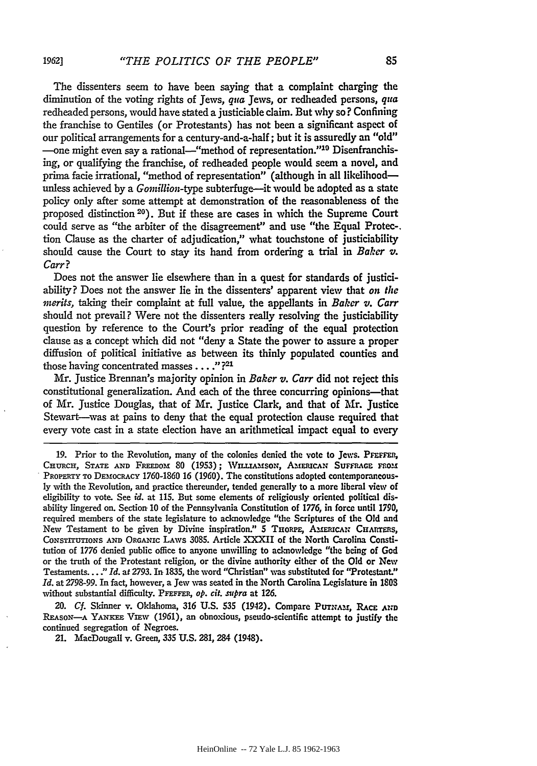The dissenters seem to have been saying that a complaint charging the diminution of the voting rights of Jews, *qua* Jews, or redheaded persons, *qua* redheaded persons, would have stated a justiciable claim. But why so? Confining the franchise to Gentiles (or Protestants) has not been a significant aspect of our political arrangements for a century-and-a-half; but it is assuredly an "old" —one might even say a rational—"method of representation."[19] Disenfranchising, or qualifying the franchise, of redheaded people would seem a novel, and prima facie irrational, "method of representation" (although in all likelihood—unless achieved by a *Gomillion*-type subterfuge—it would be adopted as a state policy only after some attempt at demonstration of the reasonableness of the proposed distinction[20]). But if these are cases in which the Supreme Court could serve as "the arbiter of the disagreement" and use "the Equal Protection Clause as the charter of adjudication," what touchstone of justiciability should cause the Court to stay its hand from ordering a trial in *Baker v. Carr*?

Does not the answer lie elsewhere than in a quest for standards of justiciability? Does not the answer lie in the dissenters' apparent view that *on the merits*, taking their complaint at full value, the appellants in *Baker v. Carr* should not prevail? Were not the dissenters really resolving the justiciability question by reference to the Court's prior reading of the equal protection clause as a concept which did not "deny a State the power to assure a proper diffusion of political initiative as between its thinly populated counties and those having concentrated masses . . . ."?[21]

Mr. Justice Brennan's majority opinion in *Baker v. Carr* did not reject this constitutional generalization. And each of the three concurring opinions—that of Mr. Justice Douglas, that of Mr. Justice Clark, and that of Mr. Justice Stewart—was at pains to deny that the equal protection clause required that every vote cast in a state election have an arithmetical impact equal to every

---

19. Prior to the Revolution, many of the colonies denied the vote to Jews. PFEFFER, CHURCH, STATE AND FREEDOM 80 (1953); WILLIAMSON, AMERICAN SUFFRAGE FROM PROPERTY TO DEMOCRACY 1760-1860 16 (1960). The constitutions adopted contemporaneously with the Revolution, and practice thereunder, tended generally to a more liberal view of eligibility to vote. See *id.* at 115. But some elements of religiously oriented political disability lingered on. Section 10 of the Pennsylvania Constitution of 1776, in force until 1790, required members of the state legislature to acknowledge "the Scriptures of the Old and New Testament to be given by Divine inspiration." 5 THORPE, AMERICAN CHARTERS, CONSTITUTIONS AND ORGANIC LAWS 3085. Article XXXII of the North Carolina Constitution of 1776 denied public office to anyone unwilling to acknowledge "the being of God or the truth of the Protestant religion, or the divine authority either of the Old or New Testaments. . . ." *Id.* at 2793. In 1835, the word "Christian" was substituted for "Protestant." *Id.* at 2798-99. In fact, however, a Jew was seated in the North Carolina Legislature in 1808 without substantial difficulty. PFEFFER, *op. cit. supra* at 126.

20. *Cf.* Skinner v. Oklahoma, 316 U.S. 535 (1942). Compare PUTNAM, RACE AND REASON—A YANKEE VIEW (1961), an obnoxious, pseudo-scientific attempt to justify the continued segregation of Negroes.

21. MacDougall v. Green, 335 U.S. 281, 284 (1948).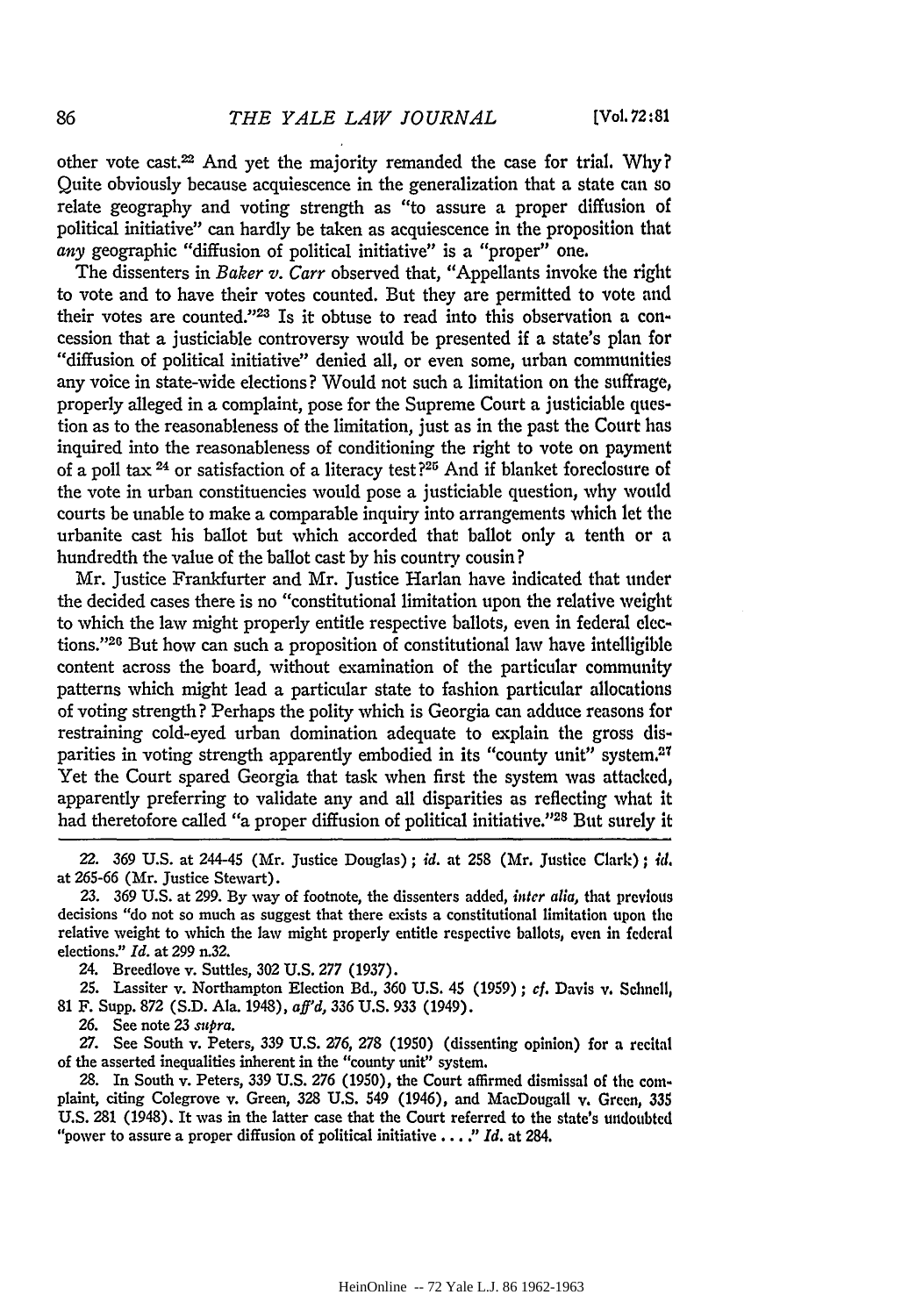other vote cast.[22] And yet the majority remanded the case for trial. Why? Quite obviously because acquiescence in the generalization that a state can so relate geography and voting strength as "to assure a proper diffusion of political initiative" can hardly be taken as acquiescence in the proposition that *any* geographic "diffusion of political initiative" is a "proper" one.

The dissenters in *Baker v. Carr* observed that, "Appellants invoke the right to vote and to have their votes counted. But they are permitted to vote and their votes are counted."[23] Is it obtuse to read into this observation a concession that a justiciable controversy would be presented if a state's plan for "diffusion of political initiative" denied all, or even some, urban communities any voice in state-wide elections? Would not such a limitation on the suffrage, properly alleged in a complaint, pose for the Supreme Court a justiciable question as to the reasonableness of the limitation, just as in the past the Court has inquired into the reasonableness of conditioning the right to vote on payment of a poll tax[24] or satisfaction of a literacy test?[25] And if blanket foreclosure of the vote in urban constituencies would pose a justiciable question, why would courts be unable to make a comparable inquiry into arrangements which let the urbanite cast his ballot but which accorded that ballot only a tenth or a hundredth the value of the ballot cast by his country cousin?

Mr. Justice Frankfurter and Mr. Justice Harlan have indicated that under the decided cases there is no "constitutional limitation upon the relative weight to which the law might properly entitle respective ballots, even in federal elections."[26] But how can such a proposition of constitutional law have intelligible content across the board, without examination of the particular community patterns which might lead a particular state to fashion particular allocations of voting strength? Perhaps the polity which is Georgia can adduce reasons for restraining cold-eyed urban domination adequate to explain the gross disparities in voting strength apparently embodied in its "county unit" system.[27] Yet the Court spared Georgia that task when first the system was attacked, apparently preferring to validate any and all disparities as reflecting what it had theretofore called "a proper diffusion of political initiative."[28] But surely it

---

22. 369 U.S. at 244-45 (Mr. Justice Douglas); *id.* at 258 (Mr. Justice Clark); *id.* at 265-66 (Mr. Justice Stewart).

23. 369 U.S. at 299. By way of footnote, the dissenters added, *inter alia*, that previous decisions "do not so much as suggest that there exists a constitutional limitation upon the relative weight to which the law might properly entitle respective ballots, even in federal elections." *Id.* at 299 n.32.

24. Breedlove v. Suttles, 302 U.S. 277 (1937).

25. Lassiter v. Northampton Election Bd., 360 U.S. 45 (1959); *cf.* Davis v. Schnell, 81 F. Supp. 872 (S.D. Ala. 1948), *aff'd*, 336 U.S. 933 (1949).

26. See note 23 *supra*.

27. See South v. Peters, 339 U.S. 276, 278 (1950) (dissenting opinion) for a recital of the asserted inequalities inherent in the "county unit" system.

28. In South v. Peters, 339 U.S. 276 (1950), the Court affirmed dismissal of the complaint, citing Colegrove v. Green, 328 U.S. 549 (1946), and MacDougall v. Green, 335 U.S. 281 (1948). It was in the latter case that the Court referred to the state's undoubted "power to assure a proper diffusion of political initiative . . . ." *Id.* at 284.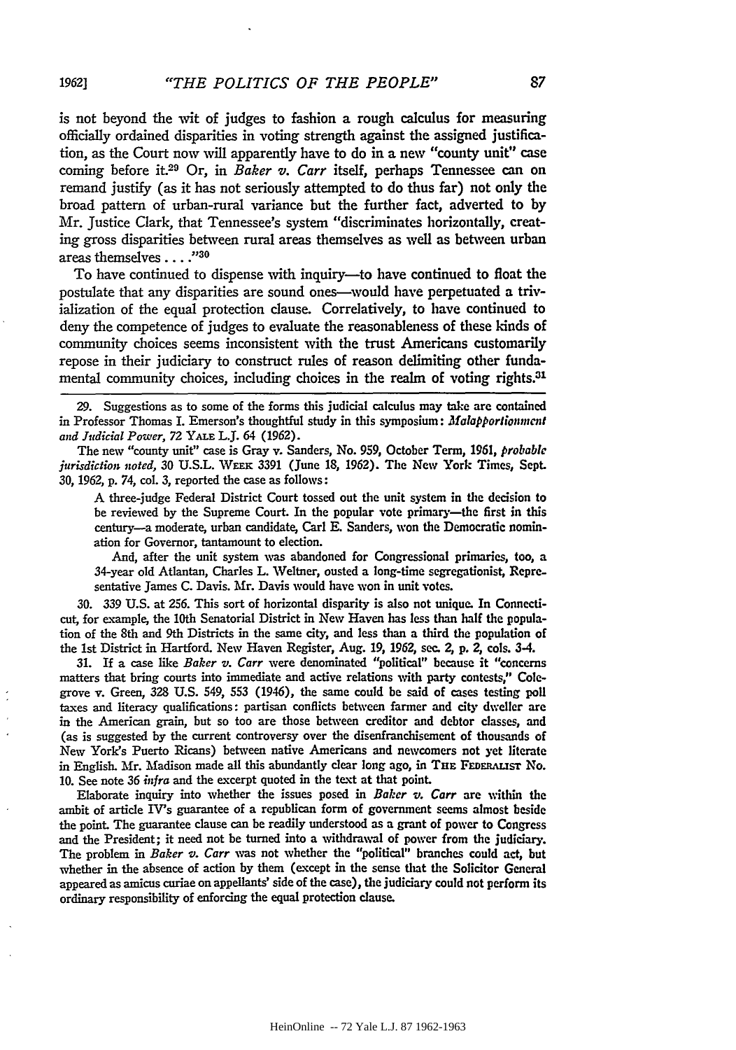is not beyond the wit of judges to fashion a rough calculus for measuring officially ordained disparities in voting strength against the assigned justification, as the Court now will apparently have to do in a new "county unit" case coming before it.[29] Or, in *Baker v. Carr* itself, perhaps Tennessee can on remand justify (as it has not seriously attempted to do thus far) not only the broad pattern of urban-rural variance but the further fact, adverted to by Mr. Justice Clark, that Tennessee's system "discriminates horizontally, creating gross disparities between rural areas themselves as well as between urban areas themselves . . . ."[30]

To have continued to dispense with inquiry—to have continued to float the postulate that any disparities are sound ones—would have perpetuated a trivialization of the equal protection clause. Correlatively, to have continued to deny the competence of judges to evaluate the reasonableness of these kinds of community choices seems inconsistent with the trust Americans customarily repose in their judiciary to construct rules of reason delimiting other fundamental community choices, including choices in the realm of voting rights.[31]

---

29. Suggestions as to some of the forms this judicial calculus may take are contained in Professor Thomas I. Emerson's thoughtful study in this symposium: *Malapportionment and Judicial Power*, 72 YALE L.J. 64 (1962).

The new "county unit" case is Gray v. Sanders, No. 959, October Term, 1961, *probable jurisdiction noted*, 30 U.S.L. WEEK 3391 (June 18, 1962). The New York Times, Sept. 30, 1962, p. 74, col. 3, reported the case as follows:

> A three-judge Federal District Court tossed out the unit system in the decision to be reviewed by the Supreme Court. In the popular vote primary—the first in this century—a moderate, urban candidate, Carl E. Sanders, won the Democratic nomination for Governor, tantamount to election.
>
> And, after the unit system was abandoned for Congressional primaries, too, a 34-year old Atlantan, Charles L. Weltner, ousted a long-time segregationist, Representative James C. Davis. Mr. Davis would have won in unit votes.

30. 339 U.S. at 256. This sort of horizontal disparity is also not unique. In Connecticut, for example, the 10th Senatorial District in New Haven has less than half the population of the 8th and 9th Districts in the same city, and less than a third the population of the 1st District in Hartford. New Haven Register, Aug. 19, 1962, sec. 2, p. 2, cols. 3-4.

31. If a case like *Baker v. Carr* were denominated "political" because it "concerns matters that bring courts into immediate and active relations with party contests," Colegrove v. Green, 328 U.S. 549, 553 (1946), the same could be said of cases testing poll taxes and literacy qualifications: partisan conflicts between farmer and city dweller are in the American grain, but so too are those between creditor and debtor classes, and (as is suggested by the current controversy over the disenfranchisement of thousands of New York's Puerto Ricans) between native Americans and newcomers not yet literate in English. Mr. Madison made all this abundantly clear long ago, in THE FEDERALIST No. 10. See note 36 *infra* and the excerpt quoted in the text at that point.

Elaborate inquiry into whether the issues posed in *Baker v. Carr* are within the ambit of article IV's guarantee of a republican form of government seems almost beside the point. The guarantee clause can be readily understood as a grant of power to Congress and the President; it need not be turned into a withdrawal of power from the judiciary. The problem in *Baker v. Carr* was not whether the "political" branches could act, but whether in the absence of action by them (except in the sense that the Solicitor General appeared as amicus curiae on appellants' side of the case), the judiciary could not perform its ordinary responsibility of enforcing the equal protection clause.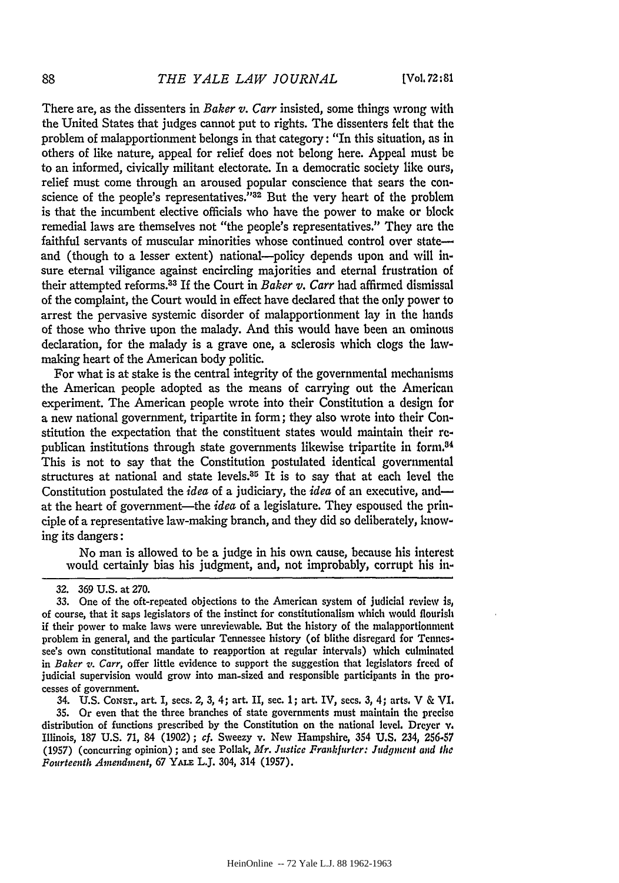There are, as the dissenters in *Baker v. Carr* insisted, some things wrong with the United States that judges cannot put to rights. The dissenters felt that the problem of malapportionment belongs in that category: "In this situation, as in others of like nature, appeal for relief does not belong here. Appeal must be to an informed, civically militant electorate. In a democratic society like ours, relief must come through an aroused popular conscience that sears the conscience of the people's representatives."[32] But the very heart of the problem is that the incumbent elective officials who have the power to make or block remedial laws are themselves not "the people's representatives." They are the faithful servants of muscular minorities whose continued control over state—and (though to a lesser extent) national—policy depends upon and will insure eternal viligance against encircling majorities and eternal frustration of their attempted reforms.[33] If the Court in *Baker v. Carr* had affirmed dismissal of the complaint, the Court would in effect have declared that the only power to arrest the pervasive systemic disorder of malapportionment lay in the hands of those who thrive upon the malady. And this would have been an ominous declaration, for the malady is a grave one, a sclerosis which clogs the law-making heart of the American body politic.

For what is at stake is the central integrity of the governmental mechanisms the American people adopted as the means of carrying out the American experiment. The American people wrote into their Constitution a design for a new national government, tripartite in form; they also wrote into their Constitution the expectation that the constituent states would maintain their republican institutions through state governments likewise tripartite in form.[34] This is not to say that the Constitution postulated identical governmental structures at national and state levels.[35] It is to say that at each level the Constitution postulated the *idea* of a judiciary, the *idea* of an executive, and—at the heart of government—the *idea* of a legislature. They espoused the principle of a representative law-making branch, and they did so deliberately, knowing its dangers:

> No man is allowed to be a judge in his own cause, because his interest would certainly bias his judgment, and, not improbably, corrupt his in-

---

32. 369 U.S. at 270.

33. One of the oft-repeated objections to the American system of judicial review is, of course, that it saps legislators of the instinct for constitutionalism which would flourish if their power to make laws were unreviewable. But the history of the malapportionment problem in general, and the particular Tennessee history (of blithe disregard for Tennessee's own constitutional mandate to reapportion at regular intervals) which culminated in *Baker v. Carr*, offer little evidence to support the suggestion that legislators freed of judicial supervision would grow into man-sized and responsible participants in the processes of government.

34. U.S. CONST., art. I, secs. 2, 3, 4; art. II, sec. 1; art. IV, secs. 3, 4; arts. V & VI.

35. Or even that the three branches of state governments must maintain the precise distribution of functions prescribed by the Constitution on the national level. Dreyer v. Illinois, 187 U.S. 71, 84 (1902); *cf.* Sweezy v. New Hampshire, 354 U.S. 234, 256-57 (1957) (concurring opinion); and see Pollak, *Mr. Justice Frankfurter: Judgment and the Fourteenth Amendment*, 67 YALE L.J. 304, 314 (1957).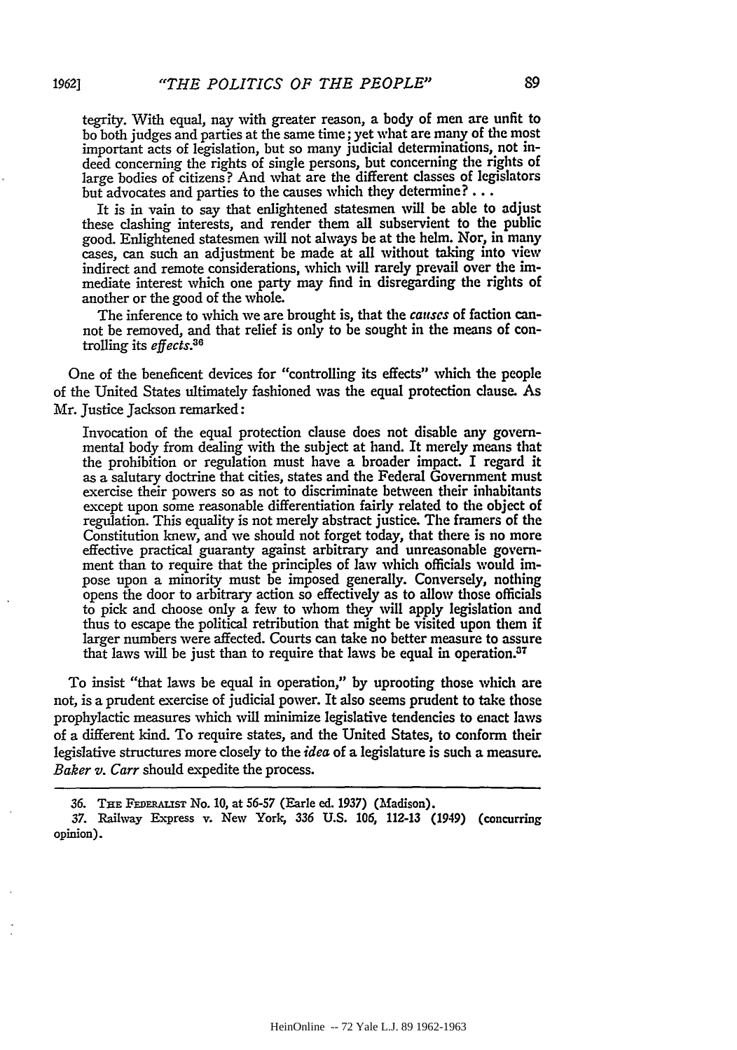tegrity. With equal, nay with greater reason, a body of men are unfit to bo both judges and parties at the same time; yet what are many of the most important acts of legislation, but so many judicial determinations, not indeed concerning the rights of single persons, but concerning the rights of large bodies of citizens? And what are the different classes of legislators but advocates and parties to the causes which they determine? . . .

It is in vain to say that enlightened statesmen will be able to adjust these clashing interests, and render them all subservient to the public good. Enlightened statesmen will not always be at the helm. Nor, in many cases, can such an adjustment be made at all without taking into view indirect and remote considerations, which will rarely prevail over the immediate interest which one party may find in disregarding the rights of another or the good of the whole.

The inference to which we are brought is, that the *causes* of faction cannot be removed, and that relief is only to be sought in the means of controlling its *effects*.[36]

One of the beneficent devices for "controlling its effects" which the people of the United States ultimately fashioned was the equal protection clause. As Mr. Justice Jackson remarked:

> Invocation of the equal protection clause does not disable any governmental body from dealing with the subject at hand. It merely means that the prohibition or regulation must have a broader impact. I regard it as a salutary doctrine that cities, states and the Federal Government must exercise their powers so as not to discriminate between their inhabitants except upon some reasonable differentiation fairly related to the object of regulation. This equality is not merely abstract justice. The framers of the Constitution knew, and we should not forget today, that there is no more effective practical guaranty against arbitrary and unreasonable government than to require that the principles of law which officials would impose upon a minority must be imposed generally. Conversely, nothing opens the door to arbitrary action so effectively as to allow those officials to pick and choose only a few to whom they will apply legislation and thus to escape the political retribution that might be visited upon them if larger numbers were affected. Courts can take no better measure to assure that laws will be just than to require that laws be equal in operation.[37]

To insist "that laws be equal in operation," by uprooting those which are not, is a prudent exercise of judicial power. It also seems prudent to take those prophylactic measures which will minimize legislative tendencies to enact laws of a different kind. To require states, and the United States, to conform their legislative structures more closely to the *idea* of a legislature is such a measure. *Baker v. Carr* should expedite the process.

---

36. THE FEDERALIST No. 10, at 56-57 (Earle ed. 1937) (Madison).

37. Railway Express v. New York, 336 U.S. 106, 112-13 (1949) (concurring opinion).